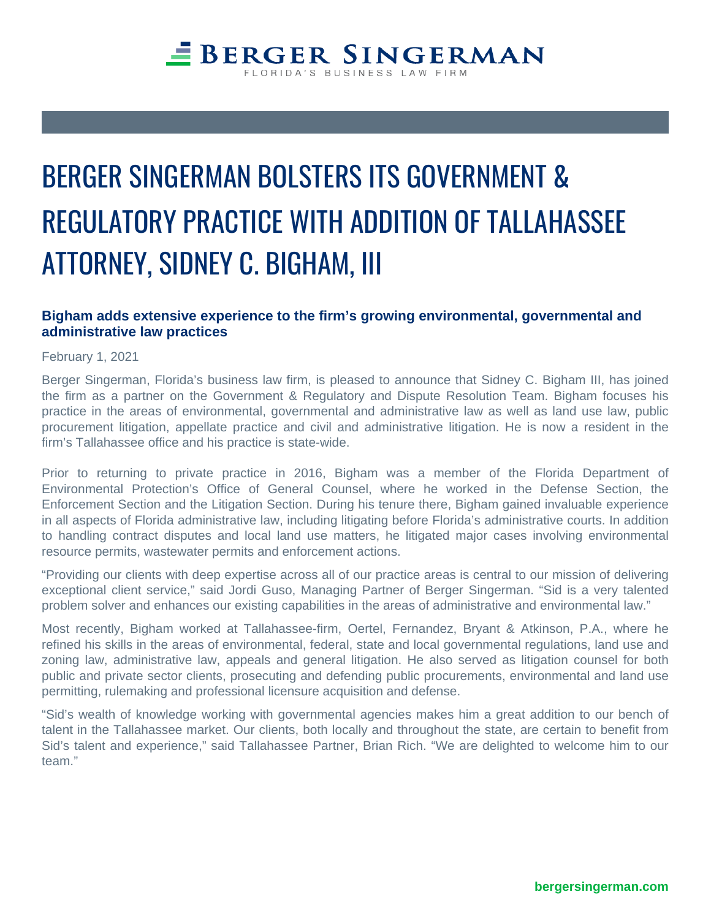# BERGER SINGERMAN BOLSTERS ITS GOVERNMENT & REGULATORY PRACTICE WITH ADDITION OF TALLAHASSEE ATTORNEY, SIDNEY C. BIGHAM, III

### Bigham adds extensive experience to the firm's growing environmental, governmental and administrative law practices

February 1, 2021

Berger Singerman, Florida's business law firm, is pleased to announce that Sidney C. Bigham III, has joined the firm as a partner on the Government & Regulatory and Dispute Resolution Team. Bigham focuses his practice in the areas of environmental, governmental and administrative law as well as land use law, public procurement litigation, appellate practice and civil and administrative litigation. He is now a resident in the firm's Tallahassee office and his practice is state-wide.

Prior to returning to private practice in 2016, Bigham was a member of the Florida Department of Environmental Protection's Office of General Counsel, where he worked in the Defense Section, the Enforcement Section and the Litigation Section. During his tenure there, Bigham gained invaluable experience in all aspects of Florida administrative law, including litigating before Florida's administrative courts. In addition to handling contract disputes and local land use matters, he litigated major cases involving environmental resource permits, wastewater permits and enforcement actions.

"Providing our clients with deep expertise across all of our practice areas is central to our mission of delivering exceptional client service," said Jordi Guso, Managing Partner of Berger Singerman. "Sid is a very talented problem solver and enhances our existing capabilities in the areas of administrative and environmental law."

Most recently, Bigham worked at Tallahassee-firm, Oertel, Fernandez, Bryant & Atkinson, P.A., where he refined his skills in the areas of environmental, federal, state and local governmental regulations, land use and zoning law, administrative law, appeals and general litigation. He also served as litigation counsel for both public and private sector clients, prosecuting and defending public procurements, environmental and land use permitting, rulemaking and professional licensure acquisition and defense.

"Sid's wealth of knowledge working with governmental agencies makes him a great addition to our bench of talent in the Tallahassee market. Our clients, both locally and throughout the state, are certain to benefit from Sid's talent and experience," said Tallahassee Partner, Brian Rich. "We are delighted to welcome him to our team."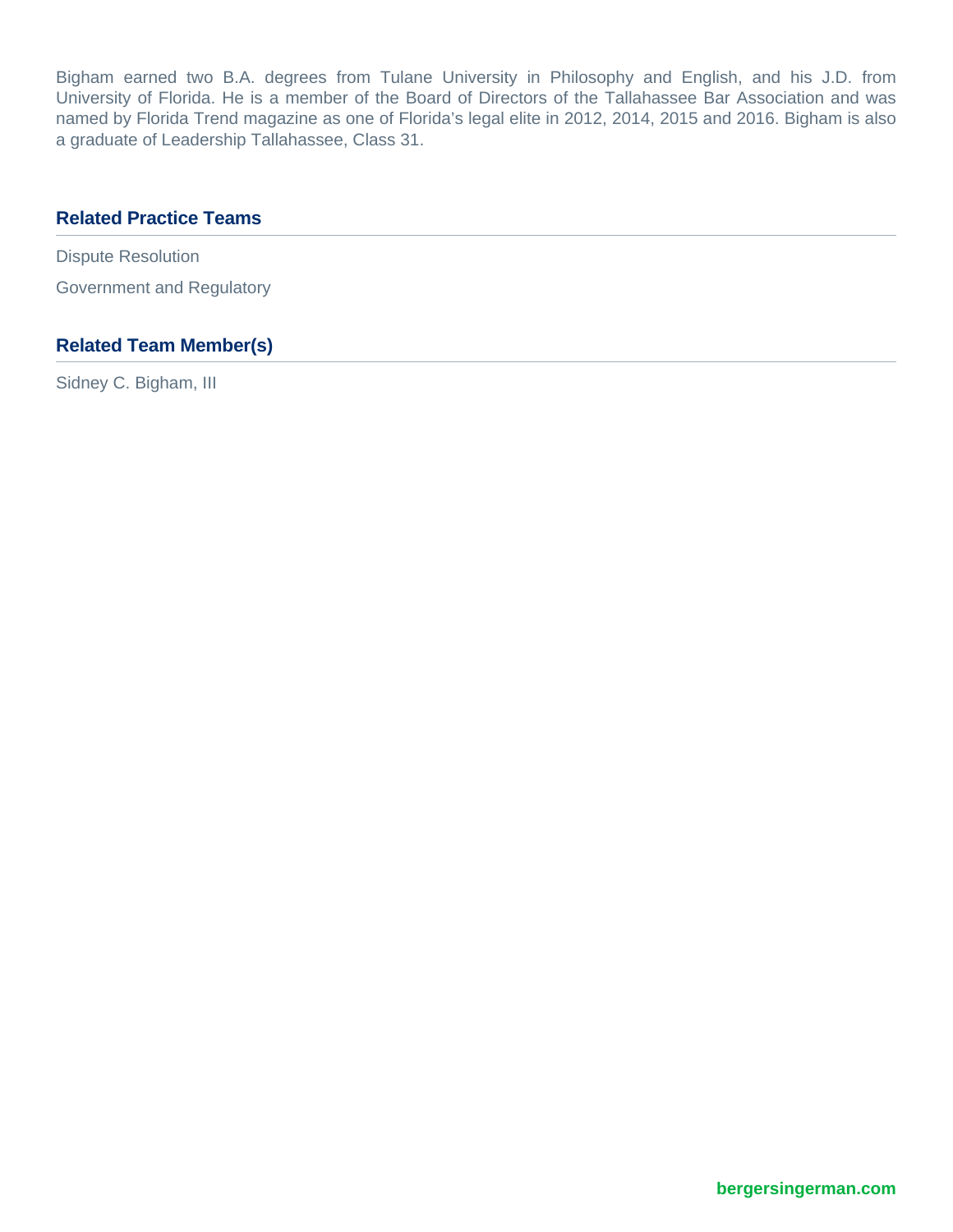Bigham earned two B.A. degrees from Tulane University in Philosophy and English, and his J.D. from University of Florida. He is a member of the Board of Directors of the Tallahassee Bar Association and was named by Florida Trend magazine as one of Florida's legal elite in 2012, 2014, 2015 and 2016. Bigham is also a graduate of Leadership Tallahassee, Class 31.

## Related Practice Teams

Dispute Resolution

Government and Regulatory

## Related Team Member(s)

Sidney C. Bigham, III